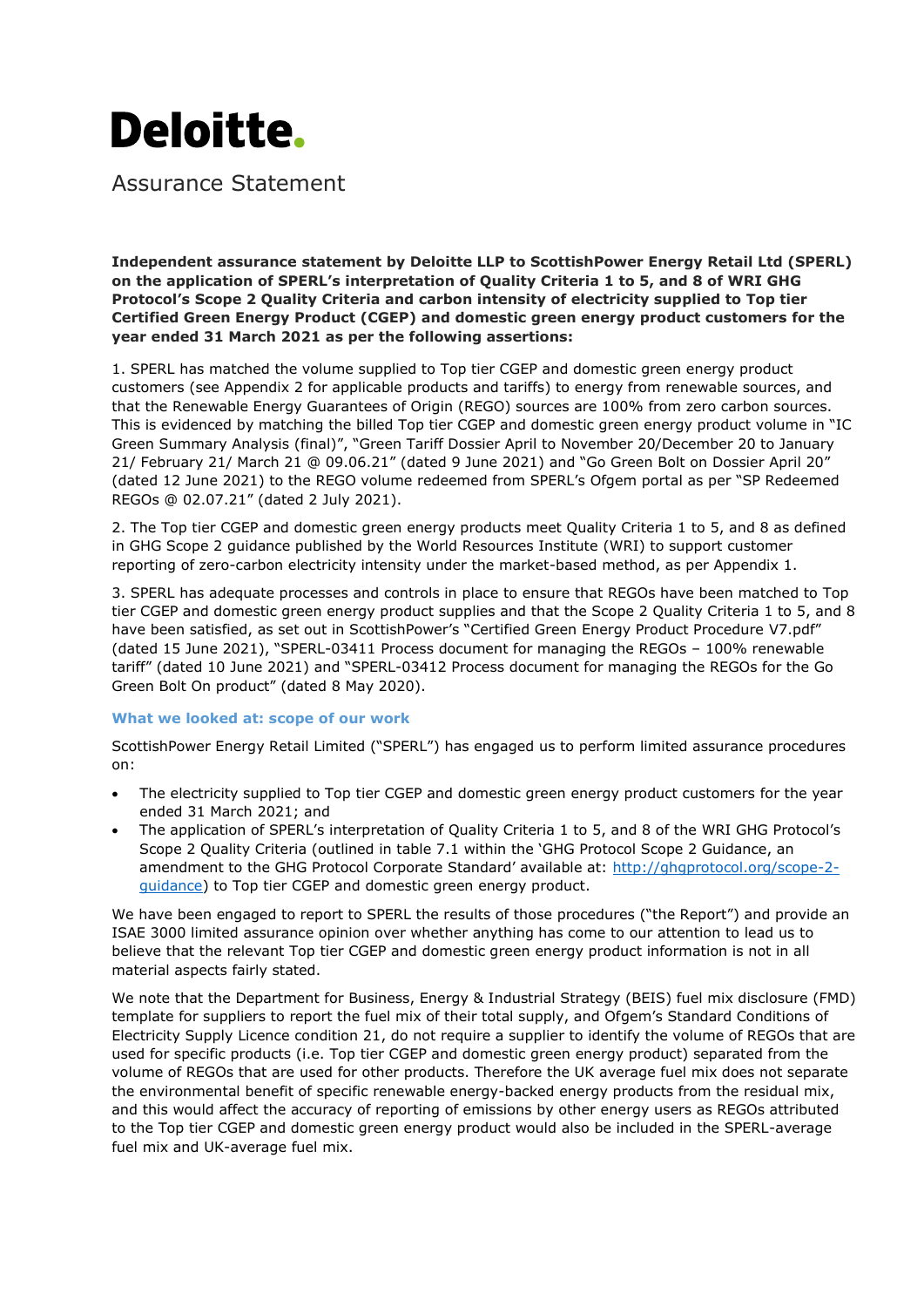# Deloitte.

## Assurance Statement

**Independent assurance statement by Deloitte LLP to ScottishPower Energy Retail Ltd (SPERL) on the application of SPERL's interpretation of Quality Criteria 1 to 5, and 8 of WRI GHG Protocol's Scope 2 Quality Criteria and carbon intensity of electricity supplied to Top tier Certified Green Energy Product (CGEP) and domestic green energy product customers for the year ended 31 March 2021 as per the following assertions:**

1. SPERL has matched the volume supplied to Top tier CGEP and domestic green energy product customers (see Appendix 2 for applicable products and tariffs) to energy from renewable sources, and that the Renewable Energy Guarantees of Origin (REGO) sources are 100% from zero carbon sources. This is evidenced by matching the billed Top tier CGEP and domestic green energy product volume in "IC Green Summary Analysis (final)", "Green Tariff Dossier April to November 20/December 20 to January 21/ February 21/ March 21 @ 09.06.21" (dated 9 June 2021) and "Go Green Bolt on Dossier April 20" (dated 12 June 2021) to the REGO volume redeemed from SPERL's Ofgem portal as per "SP Redeemed REGOs @ 02.07.21" (dated 2 July 2021).

2. The Top tier CGEP and domestic green energy products meet Quality Criteria 1 to 5, and 8 as defined in GHG Scope 2 guidance published by the World Resources Institute (WRI) to support customer reporting of zero-carbon electricity intensity under the market-based method, as per Appendix 1.

3. SPERL has adequate processes and controls in place to ensure that REGOs have been matched to Top tier CGEP and domestic green energy product supplies and that the Scope 2 Quality Criteria 1 to 5, and 8 have been satisfied, as set out in ScottishPower's "Certified Green Energy Product Procedure V7.pdf" (dated 15 June 2021), "SPERL-03411 Process document for managing the REGOs – 100% renewable tariff" (dated 10 June 2021) and "SPERL-03412 Process document for managing the REGOs for the Go Green Bolt On product" (dated 8 May 2020).

### What we looked at: scope of our work

ScottishPower Energy Retail Limited ("SPERL") has engaged us to perform limited assurance procedures on:

- The electricity supplied to Top tier CGEP and domestic green energy product customers for the year ended 31 March 2021; and
- The application of SPERL's interpretation of Quality Criteria 1 to 5, and 8 of the WRI GHG Protocol's Scope 2 Quality Criteria (outlined in table 7.1 within the 'GHG Protocol Scope 2 Guidance, an amendment to the GHG Protocol Corporate Standard' available at: [http://ghgprotocol.org/scope-2-guidance](http://ghgprotocol.org/scope-2-guidance)) to Top tier CGEP and domestic green energy product.

We have been engaged to report to SPERL the results of those procedures ("the Report") and provide an ISAE 3000 limited assurance opinion over whether anything has come to our attention to lead us to believe that the relevant Top tier CGEP and domestic green energy product information is not in all material aspects fairly stated.

We note that the Department for Business, Energy & Industrial Strategy (BEIS) fuel mix disclosure (FMD) template for suppliers to report the fuel mix of their total supply, and Ofgem's Standard Conditions of Electricity Supply Licence condition 21, do not require a supplier to identify the volume of REGOs that are used for specific products (i.e. Top tier CGEP and domestic green energy product) separated from the volume of REGOs that are used for other products. Therefore the UK average fuel mix does not separate the environmental benefit of specific renewable energy-backed energy products from the residual mix, and this would affect the accuracy of reporting of emissions by other energy users as REGOs attributed to the Top tier CGEP and domestic green energy product would also be included in the SPERL-average fuel mix and UK-average fuel mix.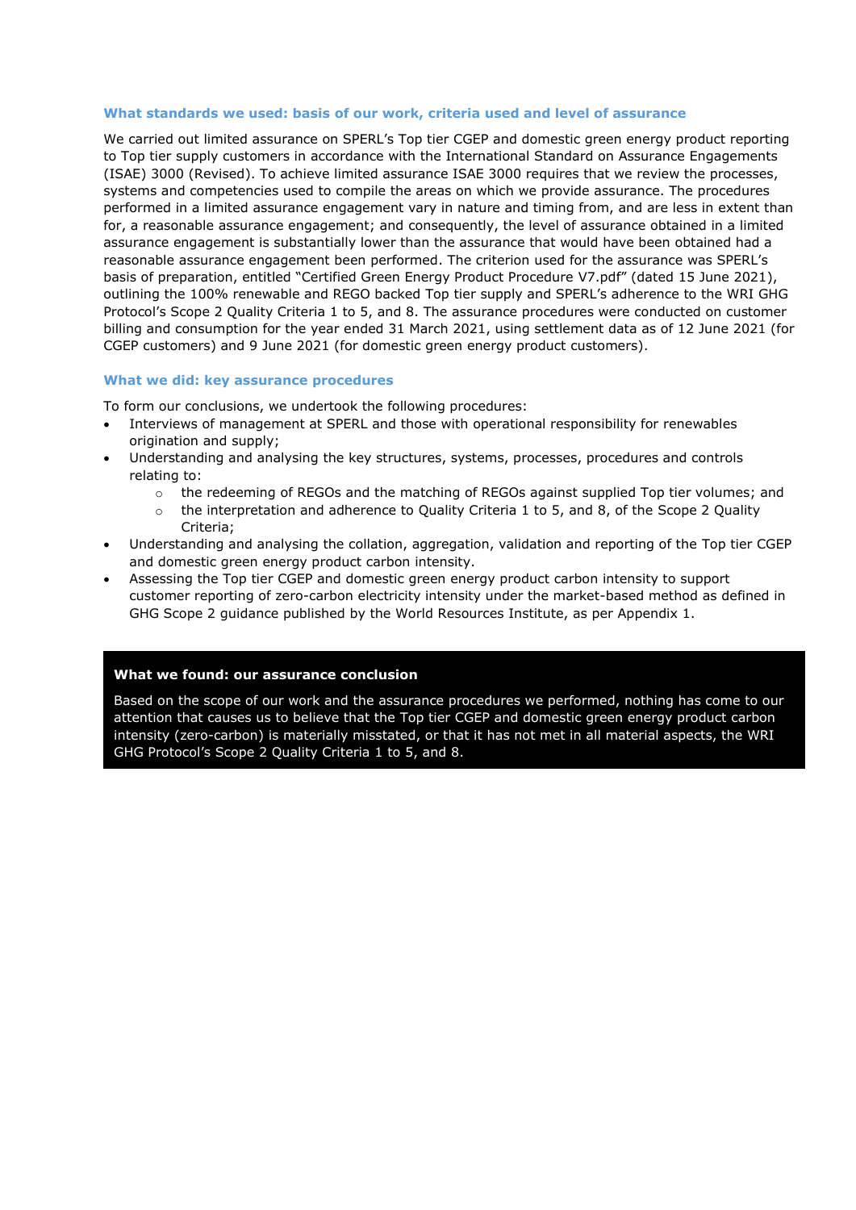### What standards we used: basis of our work, criteria used and level of assurance

We carried out limited assurance on SPERL's Top tier CGEP and domestic green energy product reporting to Top tier supply customers in accordance with the International Standard on Assurance Engagements (ISAE) 3000 (Revised). To achieve limited assurance ISAE 3000 requires that we review the processes, systems and competencies used to compile the areas on which we provide assurance. The procedures performed in a limited assurance engagement vary in nature and timing from, and are less in extent than for, a reasonable assurance engagement; and consequently, the level of assurance obtained in a limited assurance engagement is substantially lower than the assurance that would have been obtained had a reasonable assurance engagement been performed. The criterion used for the assurance was SPERL's basis of preparation, entitled "Certified Green Energy Product Procedure V7.pdf" (dated 15 June 2021), outlining the 100% renewable and REGO backed Top tier supply and SPERL's adherence to the WRI GHG Protocol's Scope 2 Quality Criteria 1 to 5, and 8. The assurance procedures were conducted on customer billing and consumption for the year ended 31 March 2021, using settlement data as of 12 June 2021 (for CGEP customers) and 9 June 2021 (for domestic green energy product customers).

### What we did: key assurance procedures

To form our conclusions, we undertook the following procedures:

- Interviews of management at SPERL and those with operational responsibility for renewables origination and supply;
- Understanding and analysing the key structures, systems, processes, procedures and controls relating to:
  - the redeeming of REGOs and the matching of REGOs against supplied Top tier volumes; and
  - the interpretation and adherence to Quality Criteria 1 to 5, and 8, of the Scope 2 Quality Criteria;
- Understanding and analysing the collation, aggregation, validation and reporting of the Top tier CGEP and domestic green energy product carbon intensity.
- Assessing the Top tier CGEP and domestic green energy product carbon intensity to support customer reporting of zero-carbon electricity intensity under the market-based method as defined in GHG Scope 2 guidance published by the World Resources Institute, as per Appendix 1.

### What we found: our assurance conclusion

Based on the scope of our work and the assurance procedures we performed, nothing has come to our attention that causes us to believe that the Top tier CGEP and domestic green energy product carbon intensity (zero-carbon) is materially misstated, or that it has not met in all material aspects, the WRI GHG Protocol's Scope 2 Quality Criteria 1 to 5, and 8.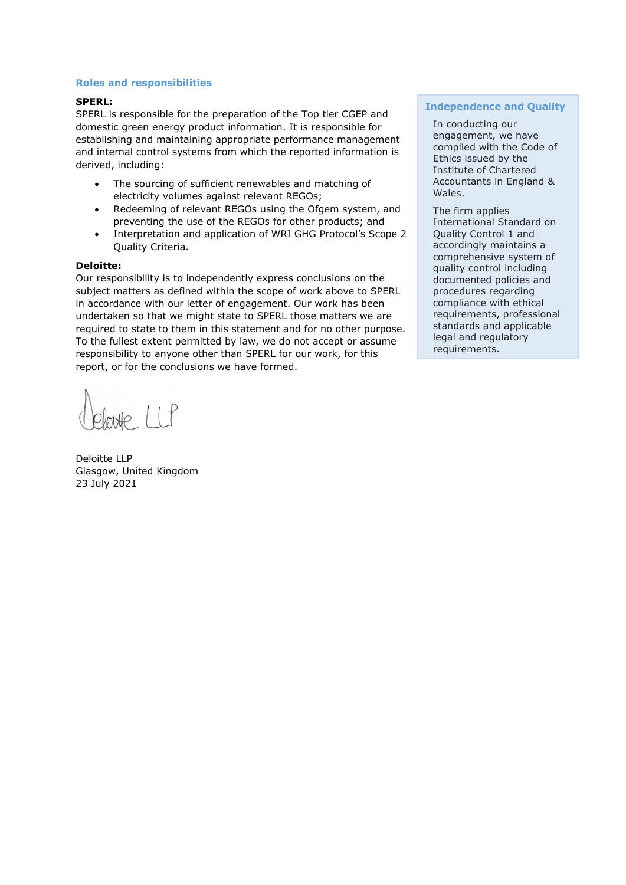## Roles and responsibilities

**SPERL:**
SPERL is responsible for the preparation of the Top tier CGEP and domestic green energy product information. It is responsible for establishing and maintaining appropriate performance management and internal control systems from which the reported information is derived, including:

- The sourcing of sufficient renewables and matching of electricity volumes against relevant REGOs;
- Redeeming of relevant REGOs using the Ofgem system, and preventing the use of the REGOs for other products; and
- Interpretation and application of WRI GHG Protocol's Scope 2 Quality Criteria.

**Deloitte:**
Our responsibility is to independently express conclusions on the subject matters as defined within the scope of work above to SPERL in accordance with our letter of engagement. Our work has been undertaken so that we might state to SPERL those matters we are required to state to them in this statement and for no other purpose. To the fullest extent permitted by law, we do not accept or assume responsibility to anyone other than SPERL for our work, for this report, or for the conclusions we have formed.

Deloitte LLP

Deloitte LLP
Glasgow, United Kingdom
23 July 2021

### Independence and Quality

In conducting our engagement, we have complied with the Code of Ethics issued by the Institute of Chartered Accountants in England & Wales.

The firm applies International Standard on Quality Control 1 and accordingly maintains a comprehensive system of quality control including documented policies and procedures regarding compliance with ethical requirements, professional standards and applicable legal and regulatory requirements.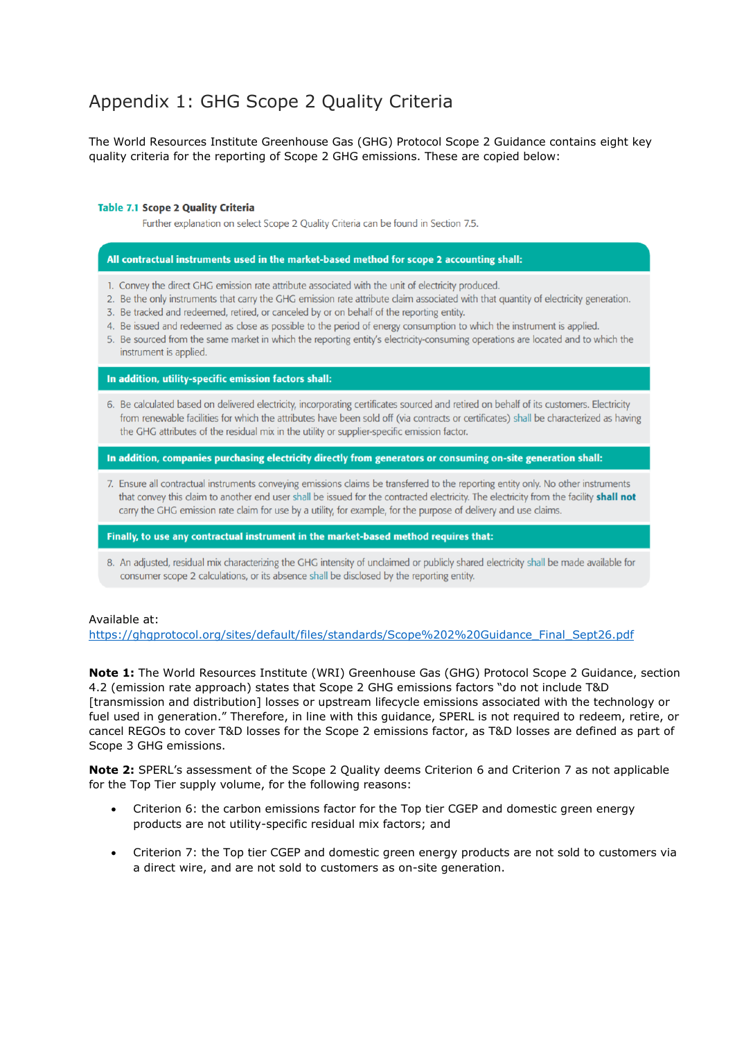# Appendix 1: GHG Scope 2 Quality Criteria

The World Resources Institute Greenhouse Gas (GHG) Protocol Scope 2 Guidance contains eight key quality criteria for the reporting of Scope 2 GHG emissions. These are copied below:

**Table 7.1 Scope 2 Quality Criteria**

Further explanation on select Scope 2 Quality Criteria can be found in Section 7.5.

| **All contractual instruments used in the market-based method for scope 2 accounting shall:** |
|---|
| 1. Convey the direct GHG emission rate attribute associated with the unit of electricity produced.<br>2. Be the only instruments that carry the GHG emission rate attribute claim associated with that quantity of electricity generation.<br>3. Be tracked and redeemed, retired, or canceled by or on behalf of the reporting entity.<br>4. Be issued and redeemed as close as possible to the period of energy consumption to which the instrument is applied.<br>5. Be sourced from the same market in which the reporting entity's electricity-consuming operations are located and to which the instrument is applied. |
| **In addition, utility-specific emission factors shall:** |
| 6. Be calculated based on delivered electricity, incorporating certificates sourced and retired on behalf of its customers. Electricity from renewable facilities for which the attributes have been sold off (via contracts or certificates) shall be characterized as having the GHG attributes of the residual mix in the utility or supplier-specific emission factor. |
| **In addition, companies purchasing electricity directly from generators or consuming on-site generation shall:** |
| 7. Ensure all contractual instruments conveying emissions claims be transferred to the reporting entity only. No other instruments that convey this claim to another end user shall be issued for the contracted electricity. The electricity from the facility **shall not** carry the GHG emission rate claim for use by a utility, for example, for the purpose of delivery and use claims. |
| **Finally, to use any contractual instrument in the market-based method requires that:** |
| 8. An adjusted, residual mix characterizing the GHG intensity of unclaimed or publicly shared electricity shall be made available for consumer scope 2 calculations, or its absence shall be disclosed by the reporting entity. |

Available at:
https://ghgprotocol.org/sites/default/files/standards/Scope%202%20Guidance_Final_Sept26.pdf

**Note 1:** The World Resources Institute (WRI) Greenhouse Gas (GHG) Protocol Scope 2 Guidance, section 4.2 (emission rate approach) states that Scope 2 GHG emissions factors "do not include T&D [transmission and distribution] losses or upstream lifecycle emissions associated with the technology or fuel used in generation." Therefore, in line with this guidance, SPERL is not required to redeem, retire, or cancel REGOs to cover T&D losses for the Scope 2 emissions factor, as T&D losses are defined as part of Scope 3 GHG emissions.

**Note 2:** SPERL's assessment of the Scope 2 Quality deems Criterion 6 and Criterion 7 as not applicable for the Top Tier supply volume, for the following reasons:

- Criterion 6: the carbon emissions factor for the Top tier CGEP and domestic green energy products are not utility-specific residual mix factors; and
- Criterion 7: the Top tier CGEP and domestic green energy products are not sold to customers via a direct wire, and are not sold to customers as on-site generation.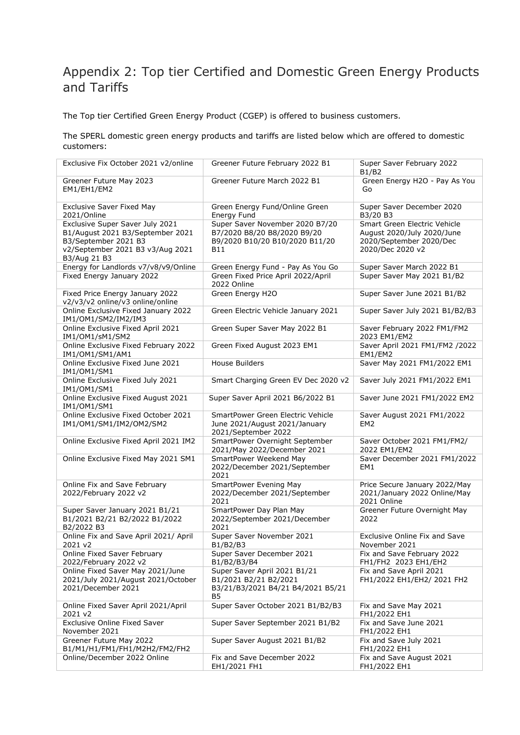# Appendix 2: Top tier Certified and Domestic Green Energy Products and Tariffs

The Top tier Certified Green Energy Product (CGEP) is offered to business customers.

The SPERL domestic green energy products and tariffs are listed below which are offered to domestic customers:

| | | |
|---|---|---|
| Exclusive Fix October 2021 v2/online | Greener Future February 2022 B1 | Super Saver February 2022 B1/B2 |
| Greener Future May 2023 EM1/EH1/EM2 | Greener Future March 2022 B1 | Green Energy H2O - Pay As You Go |
| Exclusive Saver Fixed May 2021/Online | Green Energy Fund/Online Green Energy Fund | Super Saver December 2020 B3/20 B3 |
| Exclusive Super Saver July 2021 B1/August 2021 B3/September 2021 B3/September 2021 B3 v2/September 2021 B3 v3/Aug 2021 B3/Aug 21 B3 | Super Saver November 2020 B7/20 B7/2020 B8/20 B8/2020 B9/20 B9/2020 B10/20 B10/2020 B11/20 B11 | Smart Green Electric Vehicle August 2020/July 2020/June 2020/September 2020/Dec 2020/Dec 2020 v2 |
| Energy for Landlords v7/v8/v9/Online | Green Energy Fund - Pay As You Go | Super Saver March 2022 B1 |
| Fixed Energy January 2022 | Green Fixed Price April 2022/April 2022 Online | Super Saver May 2021 B1/B2 |
| Fixed Price Energy January 2022 v2/v3/v2 online/v3 online/online | Green Energy H2O | Super Saver June 2021 B1/B2 |
| Online Exclusive Fixed January 2022 IM1/OM1/SM2/IM2/IM3 | Green Electric Vehicle January 2021 | Super Saver July 2021 B1/B2/B3 |
| Online Exclusive Fixed April 2021 IM1/OM1/sM1/SM2 | Green Super Saver May 2022 B1 | Saver February 2022 FM1/FM2 2023 EM1/EM2 |
| Online Exclusive Fixed February 2022 IM1/OM1/SM1/AM1 | Green Fixed August 2023 EM1 | Saver April 2021 FM1/FM2 /2022 EM1/EM2 |
| Online Exclusive Fixed June 2021 IM1/OM1/SM1 | House Builders | Saver May 2021 FM1/2022 EM1 |
| Online Exclusive Fixed July 2021 IM1/OM1/SM1 | Smart Charging Green EV Dec 2020 v2 | Saver July 2021 FM1/2022 EM1 |
| Online Exclusive Fixed August 2021 IM1/OM1/SM1 | Super Saver April 2021 B6/2022 B1 | Saver June 2021 FM1/2022 EM2 |
| Online Exclusive Fixed October 2021 IM1/OM1/SM1/IM2/OM2/SM2 | SmartPower Green Electric Vehicle June 2021/August 2021/January 2021/September 2022 | Saver August 2021 FM1/2022 EM2 |
| Online Exclusive Fixed April 2021 IM2 | SmartPower Overnight September 2021/May 2022/December 2021 | Saver October 2021 FM1/FM2/ 2022 EM1/EM2 |
| Online Exclusive Fixed May 2021 SM1 | SmartPower Weekend May 2022/December 2021/September 2021 | Saver December 2021 FM1/2022 EM1 |
| Online Fix and Save February 2022/February 2022 v2 | SmartPower Evening May 2022/December 2021/September 2021 | Price Secure January 2022/May 2021/January 2022 Online/May 2021 Online |
| Super Saver January 2021 B1/21 B1/2021 B2/21 B2/2022 B1/2022 B2/2022 B3 | SmartPower Day Plan May 2022/September 2021/December 2021 | Greener Future Overnight May 2022 |
| Online Fix and Save April 2021/ April 2021 v2 | Super Saver November 2021 B1/B2/B3 | Exclusive Online Fix and Save November 2021 |
| Online Fixed Saver February 2022/February 2022 v2 | Super Saver December 2021 B1/B2/B3/B4 | Fix and Save February 2022 FH1/FH2 2023 EH1/EH2 |
| Online Fixed Saver May 2021/June 2021/July 2021/August 2021/October 2021/December 2021 | Super Saver April 2021 B1/21 B1/2021 B2/21 B2/2021 B3/21/B3/2021 B4/21 B4/2021 B5/21 B5 | Fix and Save April 2021 FH1/2022 EH1/EH2/ 2021 FH2 |
| Online Fixed Saver April 2021/April 2021 v2 | Super Saver October 2021 B1/B2/B3 | Fix and Save May 2021 FH1/2022 EH1 |
| Exclusive Online Fixed Saver November 2021 | Super Saver September 2021 B1/B2 | Fix and Save June 2021 FH1/2022 EH1 |
| Greener Future May 2022 B1/M1/H1/FM1/FH1/M2H2/FM2/FH2 | Super Saver August 2021 B1/B2 | Fix and Save July 2021 FH1/2022 EH1 |
| Online/December 2022 Online | Fix and Save December 2022 EH1/2021 FH1 | Fix and Save August 2021 FH1/2022 EH1 |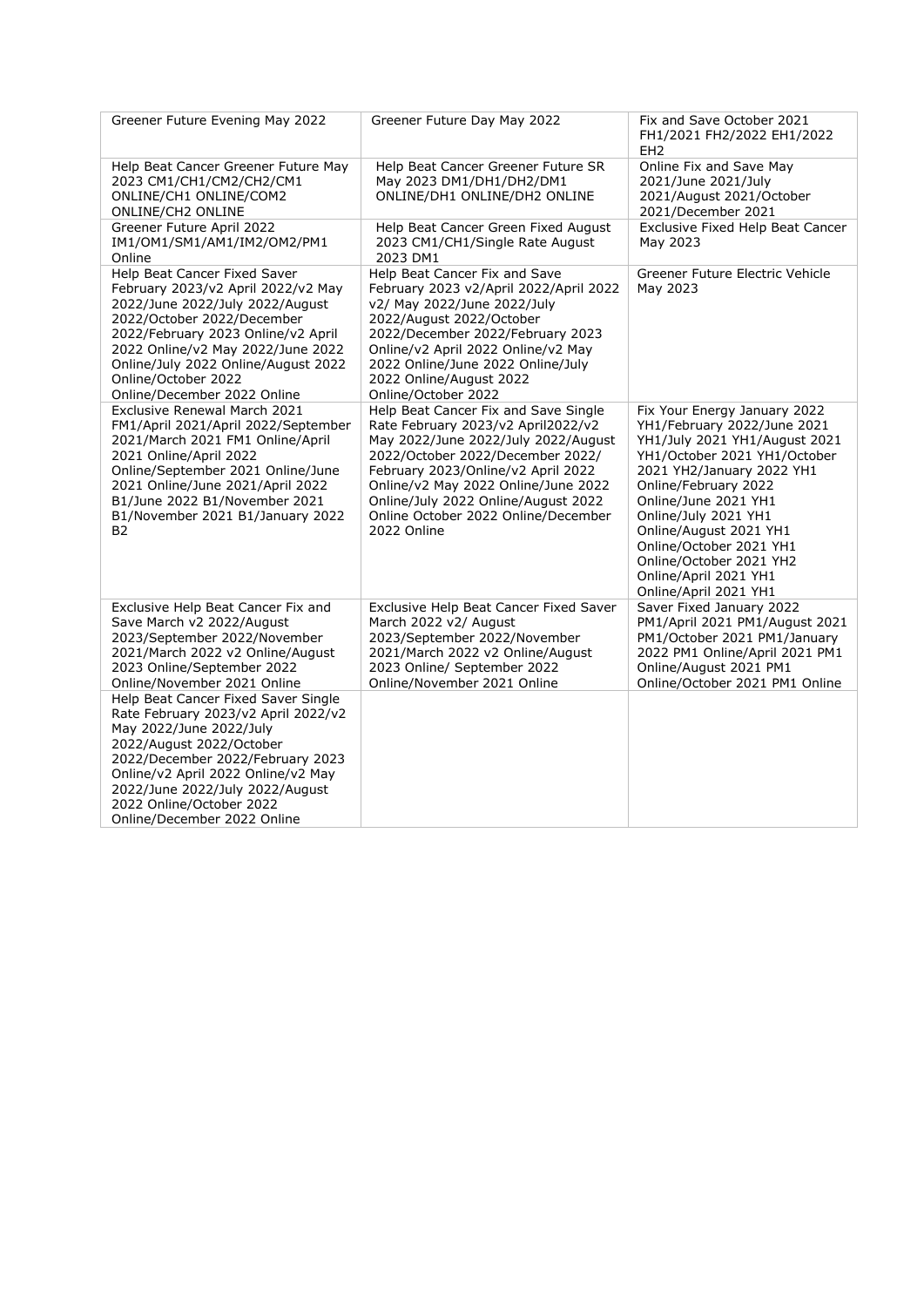| Greener Future Evening May 2022 | Greener Future Day May 2022 | Fix and Save October 2021 FH1/2021 FH2/2022 EH1/2022 EH2 |
|---|---|---|
| Help Beat Cancer Greener Future May 2023 CM1/CH1/CM2/CH2/CM1 ONLINE/CH1 ONLINE/COM2 ONLINE/CH2 ONLINE | Help Beat Cancer Greener Future SR May 2023 DM1/DH1/DH2/DM1 ONLINE/DH1 ONLINE/DH2 ONLINE | Online Fix and Save May 2021/June 2021/July 2021/August 2021/October 2021/December 2021 |
| Greener Future April 2022 IM1/OM1/SM1/AM1/IM2/OM2/PM1 Online | Help Beat Cancer Green Fixed August 2023 CM1/CH1/Single Rate August 2023 DM1 | Exclusive Fixed Help Beat Cancer May 2023 |
| Help Beat Cancer Fixed Saver February 2023/v2 April 2022/v2 May 2022/June 2022/July 2022/August 2022/October 2022/December 2022/February 2023 Online/v2 April 2022 Online/v2 May 2022/June 2022 Online/July 2022 Online/August 2022 Online/October 2022 Online/December 2022 Online | Help Beat Cancer Fix and Save February 2023 v2/April 2022/April 2022 v2/ May 2022/June 2022/July 2022/August 2022/October 2022/December 2022/February 2023 Online/v2 April 2022 Online/v2 May 2022 Online/June 2022 Online/July 2022 Online/August 2022 Online/October 2022 | Greener Future Electric Vehicle May 2023 |
| Exclusive Renewal March 2021 FM1/April 2021/April 2022/September 2021/March 2021 FM1 Online/April 2021 Online/April 2022 Online/September 2021 Online/June 2021 Online/June 2021/April 2022 B1/June 2022 B1/November 2021 B1/November 2021 B1/January 2022 B2 | Help Beat Cancer Fix and Save Single Rate February 2023/v2 April2022/v2 May 2022/June 2022/July 2022/August 2022/October 2022/December 2022/ February 2023/Online/v2 April 2022 Online/v2 May 2022 Online/June 2022 Online/July 2022 Online/August 2022 Online October 2022 Online/December 2022 Online | Fix Your Energy January 2022 YH1/February 2022/June 2021 YH1/July 2021 YH1/August 2021 YH1/October 2021 YH1/October 2021 YH2/January 2022 YH1 Online/February 2022 Online/June 2021 YH1 Online/July 2021 YH1 Online/August 2021 YH1 Online/October 2021 YH1 Online/October 2021 YH2 Online/April 2021 YH1 Online/April 2021 YH1 |
| Exclusive Help Beat Cancer Fix and Save March v2 2022/August 2023/September 2022/November 2021/March 2022 v2 Online/August 2023 Online/September 2022 Online/November 2021 Online | Exclusive Help Beat Cancer Fixed Saver March 2022 v2/ August 2023/September 2022/November 2021/March 2022 v2 Online/August 2023 Online/ September 2022 Online/November 2021 Online | Saver Fixed January 2022 PM1/April 2021 PM1/August 2021 PM1/October 2021 PM1/January 2022 PM1 Online/April 2021 PM1 Online/August 2021 PM1 Online/October 2021 PM1 Online |
| Help Beat Cancer Fixed Saver Single Rate February 2023/v2 April 2022/v2 May 2022/June 2022/July 2022/August 2022/October 2022/December 2022/February 2023 Online/v2 April 2022 Online/v2 May 2022/June 2022/July 2022/August 2022 Online/October 2022 Online/December 2022 Online | | |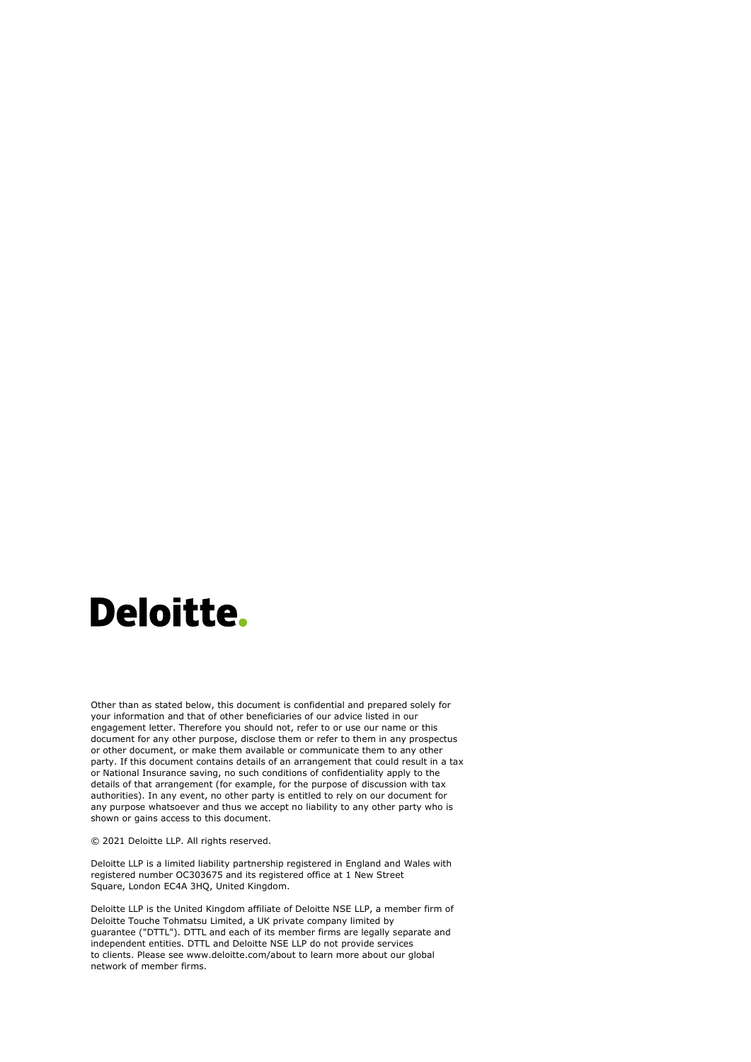# Deloitte.

Other than as stated below, this document is confidential and prepared solely for your information and that of other beneficiaries of our advice listed in our engagement letter. Therefore you should not, refer to or use our name or this document for any other purpose, disclose them or refer to them in any prospectus or other document, or make them available or communicate them to any other party. If this document contains details of an arrangement that could result in a tax or National Insurance saving, no such conditions of confidentiality apply to the details of that arrangement (for example, for the purpose of discussion with tax authorities). In any event, no other party is entitled to rely on our document for any purpose whatsoever and thus we accept no liability to any other party who is shown or gains access to this document.

© 2021 Deloitte LLP. All rights reserved.

Deloitte LLP is a limited liability partnership registered in England and Wales with registered number OC303675 and its registered office at 1 New Street Square, London EC4A 3HQ, United Kingdom.

Deloitte LLP is the United Kingdom affiliate of Deloitte NSE LLP, a member firm of Deloitte Touche Tohmatsu Limited, a UK private company limited by guarantee ("DTTL"). DTTL and each of its member firms are legally separate and independent entities. DTTL and Deloitte NSE LLP do not provide services to clients. Please see www.deloitte.com/about to learn more about our global network of member firms.